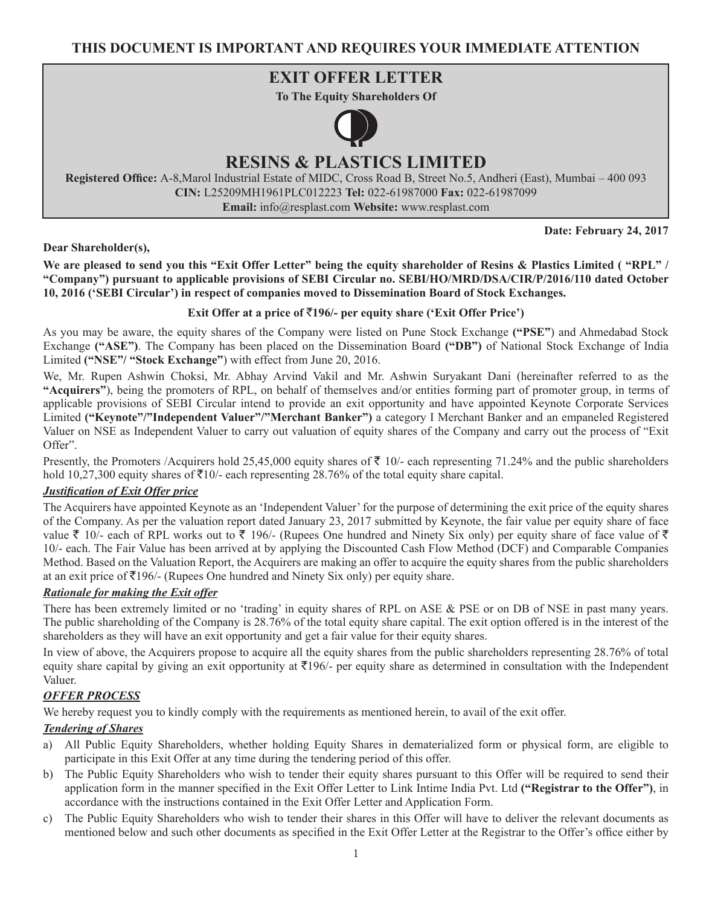**THIS DOCUMENT IS IMPORTANT AND REQUIRES YOUR IMMEDIATE ATTENTION**

# EXIT OFFER LETTER

**To The Equity Shareholders Of**

# RESINS & PLASTICS LIMITED

**Registered Office:** A-8,Marol Industrial Estate of MIDC, Cross Road B, Street No.5, Andheri (East), Mumbai – 400 093
**CIN:** L25209MH1961PLC012223 **Tel:** 022-61987000 **Fax:** 022-61987099
**Email:** info@resplast.com **Website:** www.resplast.com

**Date: February 24, 2017**

**Dear Shareholder(s),**

**We are pleased to send you this "Exit Offer Letter" being the equity shareholder of Resins & Plastics Limited ( "RPL" / "Company") pursuant to applicable provisions of SEBI Circular no. SEBI/HO/MRD/DSA/CIR/P/2016/110 dated October 10, 2016 ('SEBI Circular') in respect of companies moved to Dissemination Board of Stock Exchanges.**

**Exit Offer at a price of ₹196/- per equity share ('Exit Offer Price')**

As you may be aware, the equity shares of the Company were listed on Pune Stock Exchange **("PSE"**) and Ahmedabad Stock Exchange **("ASE")**. The Company has been placed on the Dissemination Board **("DB")** of National Stock Exchange of India Limited **("NSE"/ "Stock Exchange"**) with effect from June 20, 2016.

We, Mr. Rupen Ashwin Choksi, Mr. Abhay Arvind Vakil and Mr. Ashwin Suryakant Dani (hereinafter referred to as the **"Acquirers"**), being the promoters of RPL, on behalf of themselves and/or entities forming part of promoter group, in terms of applicable provisions of SEBI Circular intend to provide an exit opportunity and have appointed Keynote Corporate Services Limited **("Keynote"/"Independent Valuer"/"Merchant Banker")** a category I Merchant Banker and an empaneled Registered Valuer on NSE as Independent Valuer to carry out valuation of equity shares of the Company and carry out the process of "Exit Offer".

Presently, the Promoters /Acquirers hold 25,45,000 equity shares of ₹ 10/- each representing 71.24% and the public shareholders hold 10,27,300 equity shares of ₹10/- each representing 28.76% of the total equity share capital.

***Justification of Exit Offer price***

The Acquirers have appointed Keynote as an 'Independent Valuer' for the purpose of determining the exit price of the equity shares of the Company. As per the valuation report dated January 23, 2017 submitted by Keynote, the fair value per equity share of face value ₹ 10/- each of RPL works out to ₹ 196/- (Rupees One hundred and Ninety Six only) per equity share of face value of ₹ 10/- each. The Fair Value has been arrived at by applying the Discounted Cash Flow Method (DCF) and Comparable Companies Method. Based on the Valuation Report, the Acquirers are making an offer to acquire the equity shares from the public shareholders at an exit price of ₹196/- (Rupees One hundred and Ninety Six only) per equity share.

***Rationale for making the Exit offer***

There has been extremely limited or no 'trading' in equity shares of RPL on ASE & PSE or on DB of NSE in past many years. The public shareholding of the Company is 28.76% of the total equity share capital. The exit option offered is in the interest of the shareholders as they will have an exit opportunity and get a fair value for their equity shares.

In view of above, the Acquirers propose to acquire all the equity shares from the public shareholders representing 28.76% of total equity share capital by giving an exit opportunity at ₹196/- per equity share as determined in consultation with the Independent Valuer.

***OFFER PROCESS***

We hereby request you to kindly comply with the requirements as mentioned herein, to avail of the exit offer.

***Tendering of Shares***

a) All Public Equity Shareholders, whether holding Equity Shares in dematerialized form or physical form, are eligible to participate in this Exit Offer at any time during the tendering period of this offer.

b) The Public Equity Shareholders who wish to tender their equity shares pursuant to this Offer will be required to send their application form in the manner specified in the Exit Offer Letter to Link Intime India Pvt. Ltd **("Registrar to the Offer")**, in accordance with the instructions contained in the Exit Offer Letter and Application Form.

c) The Public Equity Shareholders who wish to tender their shares in this Offer will have to deliver the relevant documents as mentioned below and such other documents as specified in the Exit Offer Letter at the Registrar to the Offer's office either by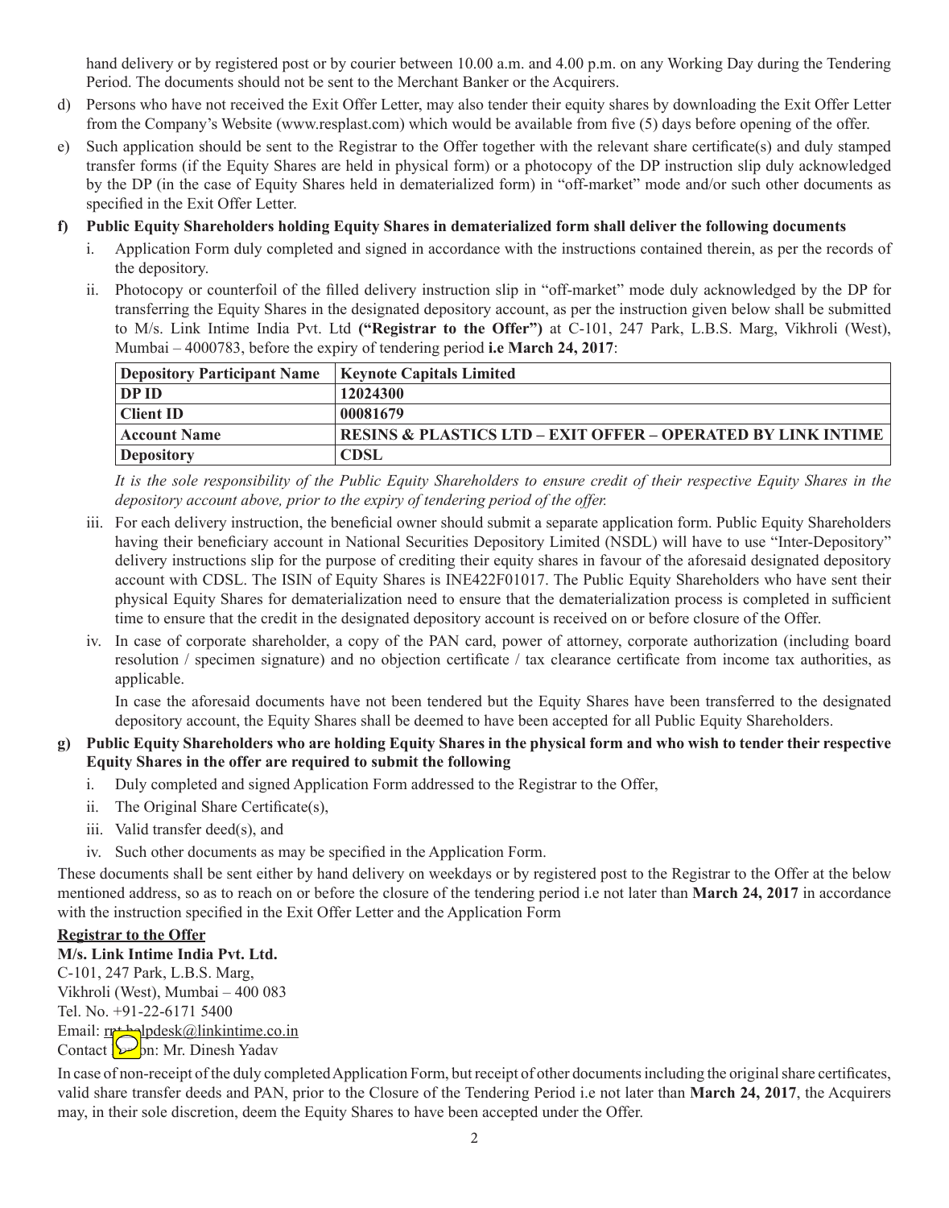hand delivery or by registered post or by courier between 10.00 a.m. and 4.00 p.m. on any Working Day during the Tendering Period. The documents should not be sent to the Merchant Banker or the Acquirers.

d) Persons who have not received the Exit Offer Letter, may also tender their equity shares by downloading the Exit Offer Letter from the Company's Website (www.resplast.com) which would be available from five (5) days before opening of the offer.

e) Such application should be sent to the Registrar to the Offer together with the relevant share certificate(s) and duly stamped transfer forms (if the Equity Shares are held in physical form) or a photocopy of the DP instruction slip duly acknowledged by the DP (in the case of Equity Shares held in dematerialized form) in "off-market" mode and/or such other documents as specified in the Exit Offer Letter.

**f) Public Equity Shareholders holding Equity Shares in dematerialized form shall deliver the following documents**

i. Application Form duly completed and signed in accordance with the instructions contained therein, as per the records of the depository.

ii. Photocopy or counterfoil of the filled delivery instruction slip in "off-market" mode duly acknowledged by the DP for transferring the Equity Shares in the designated depository account, as per the instruction given below shall be submitted to M/s. Link Intime India Pvt. Ltd **("Registrar to the Offer")** at C-101, 247 Park, L.B.S. Marg, Vikhroli (West), Mumbai – 4000783, before the expiry of tendering period **i.e March 24, 2017**:

| | |
|---|---|
| **Depository Participant Name** | **Keynote Capitals Limited** |
| **DP ID** | **12024300** |
| **Client ID** | **00081679** |
| **Account Name** | **RESINS & PLASTICS LTD – EXIT OFFER – OPERATED BY LINK INTIME** |
| **Depository** | **CDSL** |

*It is the sole responsibility of the Public Equity Shareholders to ensure credit of their respective Equity Shares in the depository account above, prior to the expiry of tendering period of the offer.*

iii. For each delivery instruction, the beneficial owner should submit a separate application form. Public Equity Shareholders having their beneficiary account in National Securities Depository Limited (NSDL) will have to use "Inter-Depository" delivery instructions slip for the purpose of crediting their equity shares in favour of the aforesaid designated depository account with CDSL. The ISIN of Equity Shares is INE422F01017. The Public Equity Shareholders who have sent their physical Equity Shares for dematerialization need to ensure that the dematerialization process is completed in sufficient time to ensure that the credit in the designated depository account is received on or before closure of the Offer.

iv. In case of corporate shareholder, a copy of the PAN card, power of attorney, corporate authorization (including board resolution / specimen signature) and no objection certificate / tax clearance certificate from income tax authorities, as applicable.

In case the aforesaid documents have not been tendered but the Equity Shares have been transferred to the designated depository account, the Equity Shares shall be deemed to have been accepted for all Public Equity Shareholders.

**g) Public Equity Shareholders who are holding Equity Shares in the physical form and who wish to tender their respective Equity Shares in the offer are required to submit the following**

i. Duly completed and signed Application Form addressed to the Registrar to the Offer,

ii. The Original Share Certificate(s),

iii. Valid transfer deed(s), and

iv. Such other documents as may be specified in the Application Form.

These documents shall be sent either by hand delivery on weekdays or by registered post to the Registrar to the Offer at the below mentioned address, so as to reach on or before the closure of the tendering period i.e not later than **March 24, 2017** in accordance with the instruction specified in the Exit Offer Letter and the Application Form

**Registrar to the Offer**

**M/s. Link Intime India Pvt. Ltd.**
C-101, 247 Park, L.B.S. Marg,
Vikhroli (West), Mumbai – 400 083
Tel. No. +91-22-6171 5400
Email: rnt.helpdesk@linkintime.co.in
Contact Person: Mr. Dinesh Yadav

In case of non-receipt of the duly completed Application Form, but receipt of other documents including the original share certificates, valid share transfer deeds and PAN, prior to the Closure of the Tendering Period i.e not later than **March 24, 2017**, the Acquirers may, in their sole discretion, deem the Equity Shares to have been accepted under the Offer.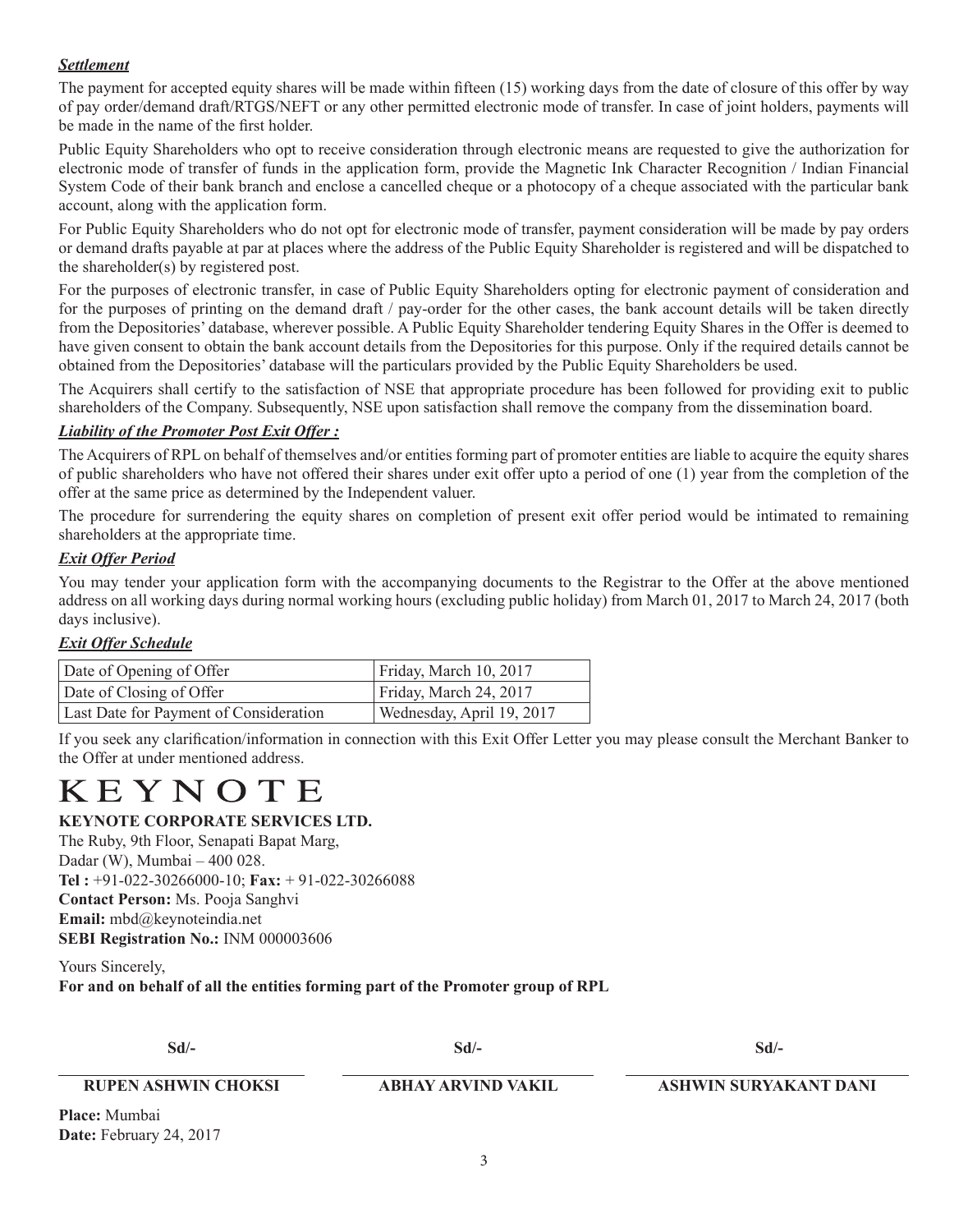***Settlement***

The payment for accepted equity shares will be made within fifteen (15) working days from the date of closure of this offer by way of pay order/demand draft/RTGS/NEFT or any other permitted electronic mode of transfer. In case of joint holders, payments will be made in the name of the first holder.

Public Equity Shareholders who opt to receive consideration through electronic means are requested to give the authorization for electronic mode of transfer of funds in the application form, provide the Magnetic Ink Character Recognition / Indian Financial System Code of their bank branch and enclose a cancelled cheque or a photocopy of a cheque associated with the particular bank account, along with the application form.

For Public Equity Shareholders who do not opt for electronic mode of transfer, payment consideration will be made by pay orders or demand drafts payable at par at places where the address of the Public Equity Shareholder is registered and will be dispatched to the shareholder(s) by registered post.

For the purposes of electronic transfer, in case of Public Equity Shareholders opting for electronic payment of consideration and for the purposes of printing on the demand draft / pay-order for the other cases, the bank account details will be taken directly from the Depositories' database, wherever possible. A Public Equity Shareholder tendering Equity Shares in the Offer is deemed to have given consent to obtain the bank account details from the Depositories for this purpose. Only if the required details cannot be obtained from the Depositories' database will the particulars provided by the Public Equity Shareholders be used.

The Acquirers shall certify to the satisfaction of NSE that appropriate procedure has been followed for providing exit to public shareholders of the Company. Subsequently, NSE upon satisfaction shall remove the company from the dissemination board.

***Liability of the Promoter Post Exit Offer :***

The Acquirers of RPL on behalf of themselves and/or entities forming part of promoter entities are liable to acquire the equity shares of public shareholders who have not offered their shares under exit offer upto a period of one (1) year from the completion of the offer at the same price as determined by the Independent valuer.

The procedure for surrendering the equity shares on completion of present exit offer period would be intimated to remaining shareholders at the appropriate time.

***Exit Offer Period***

You may tender your application form with the accompanying documents to the Registrar to the Offer at the above mentioned address on all working days during normal working hours (excluding public holiday) from March 01, 2017 to March 24, 2017 (both days inclusive).

***Exit Offer Schedule***

| | |
|---|---|
| Date of Opening of Offer | Friday, March 10, 2017 |
| Date of Closing of Offer | Friday, March 24, 2017 |
| Last Date for Payment of Consideration | Wednesday, April 19, 2017 |

If you seek any clarification/information in connection with this Exit Offer Letter you may please consult the Merchant Banker to the Offer at under mentioned address.

# KEYNOTE

**KEYNOTE CORPORATE SERVICES LTD.**
The Ruby, 9th Floor, Senapati Bapat Marg,
Dadar (W), Mumbai – 400 028.
**Tel :** +91-022-30266000-10; **Fax:** + 91-022-30266088
**Contact Person:** Ms. Pooja Sanghvi
**Email:** mbd@keynoteindia.net
**SEBI Registration No.:** INM 000003606

Yours Sincerely,
**For and on behalf of all the entities forming part of the Promoter group of RPL**

| | | |
|---|---|---|
| **Sd/-** | **Sd/-** | **Sd/-** |
| **RUPEN ASHWIN CHOKSI** | **ABHAY ARVIND VAKIL** | **ASHWIN SURYAKANT DANI** |

**Place:** Mumbai
**Date:** February 24, 2017